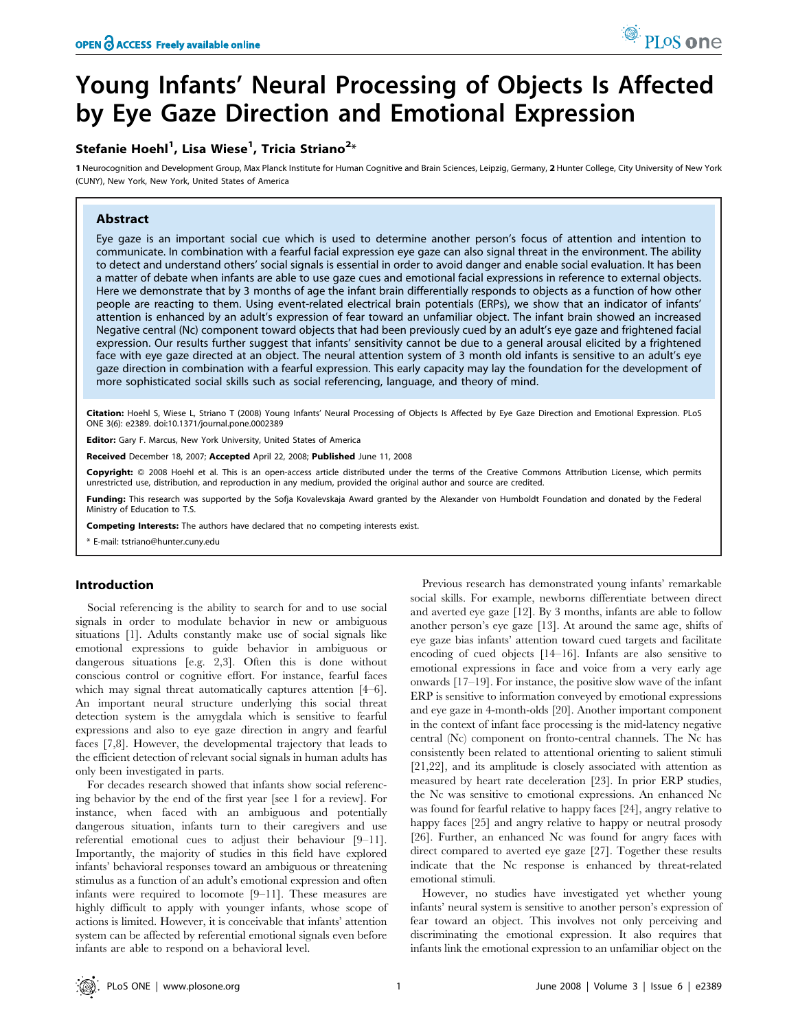# Young Infants' Neural Processing of Objects Is Affected by Eye Gaze Direction and Emotional Expression

**Stefanie Hoehl[1], Lisa Wiese[1], Tricia Striano[2]***

1 Neurocognition and Development Group, Max Planck Institute for Human Cognitive and Brain Sciences, Leipzig, Germany, 2 Hunter College, City University of New York (CUNY), New York, New York, United States of America

## Abstract

Eye gaze is an important social cue which is used to determine another person's focus of attention and intention to communicate. In combination with a fearful facial expression eye gaze can also signal threat in the environment. The ability to detect and understand others' social signals is essential in order to avoid danger and enable social evaluation. It has been a matter of debate when infants are able to use gaze cues and emotional facial expressions in reference to external objects. Here we demonstrate that by 3 months of age the infant brain differentially responds to objects as a function of how other people are reacting to them. Using event-related electrical brain potentials (ERPs), we show that an indicator of infants' attention is enhanced by an adult's expression of fear toward an unfamiliar object. The infant brain showed an increased Negative central (Nc) component toward objects that had been previously cued by an adult's eye gaze and frightened facial expression. Our results further suggest that infants' sensitivity cannot be due to a general arousal elicited by a frightened face with eye gaze directed at an object. The neural attention system of 3 month old infants is sensitive to an adult's eye gaze direction in combination with a fearful expression. This early capacity may lay the foundation for the development of more sophisticated social skills such as social referencing, language, and theory of mind.

**Citation:** Hoehl S, Wiese L, Striano T (2008) Young Infants' Neural Processing of Objects Is Affected by Eye Gaze Direction and Emotional Expression. PLoS ONE 3(6): e2389. doi:10.1371/journal.pone.0002389

**Editor:** Gary F. Marcus, New York University, United States of America

**Received** December 18, 2007; **Accepted** April 22, 2008; **Published** June 11, 2008

**Copyright:** © 2008 Hoehl et al. This is an open-access article distributed under the terms of the Creative Commons Attribution License, which permits unrestricted use, distribution, and reproduction in any medium, provided the original author and source are credited.

**Funding:** This research was supported by the Sofja Kovalevskaja Award granted by the Alexander von Humboldt Foundation and donated by the Federal Ministry of Education to T.S.

**Competing Interests:** The authors have declared that no competing interests exist.

\* E-mail: tstriano@hunter.cuny.edu

## Introduction

Social referencing is the ability to search for and to use social signals in order to modulate behavior in new or ambiguous situations [1]. Adults constantly make use of social signals like emotional expressions to guide behavior in ambiguous or dangerous situations [e.g. 2,3]. Often this is done without conscious control or cognitive effort. For instance, fearful faces which may signal threat automatically captures attention [4–6]. An important neural structure underlying this social threat detection system is the amygdala which is sensitive to fearful expressions and also to eye gaze direction in angry and fearful faces [7,8]. However, the developmental trajectory that leads to the efficient detection of relevant social signals in human adults has only been investigated in parts.

For decades research showed that infants show social referencing behavior by the end of the first year [see 1 for a review]. For instance, when faced with an ambiguous and potentially dangerous situation, infants turn to their caregivers and use referential emotional cues to adjust their behaviour [9–11]. Importantly, the majority of studies in this field have explored infants' behavioral responses toward an ambiguous or threatening stimulus as a function of an adult's emotional expression and often infants were required to locomote [9–11]. These measures are highly difficult to apply with younger infants, whose scope of actions is limited. However, it is conceivable that infants' attention system can be affected by referential emotional signals even before infants are able to respond on a behavioral level.

Previous research has demonstrated young infants' remarkable social skills. For example, newborns differentiate between direct and averted eye gaze [12]. By 3 months, infants are able to follow another person's eye gaze [13]. At around the same age, shifts of eye gaze bias infants' attention toward cued targets and facilitate encoding of cued objects [14–16]. Infants are also sensitive to emotional expressions in face and voice from a very early age onwards [17–19]. For instance, the positive slow wave of the infant ERP is sensitive to information conveyed by emotional expressions and eye gaze in 4-month-olds [20]. Another important component in the context of infant face processing is the mid-latency negative central (Nc) component on fronto-central channels. The Nc has consistently been related to attentional orienting to salient stimuli [21,22], and its amplitude is closely associated with attention as measured by heart rate deceleration [23]. In prior ERP studies, the Nc was sensitive to emotional expressions. An enhanced Nc was found for fearful relative to happy faces [24], angry relative to happy faces [25] and angry relative to happy or neutral prosody [26]. Further, an enhanced Nc was found for angry faces with direct compared to averted eye gaze [27]. Together these results indicate that the Nc response is enhanced by threat-related emotional stimuli.

However, no studies have investigated yet whether young infants' neural system is sensitive to another person's expression of fear toward an object. This involves not only perceiving and discriminating the emotional expression. It also requires that infants link the emotional expression to an unfamiliar object on the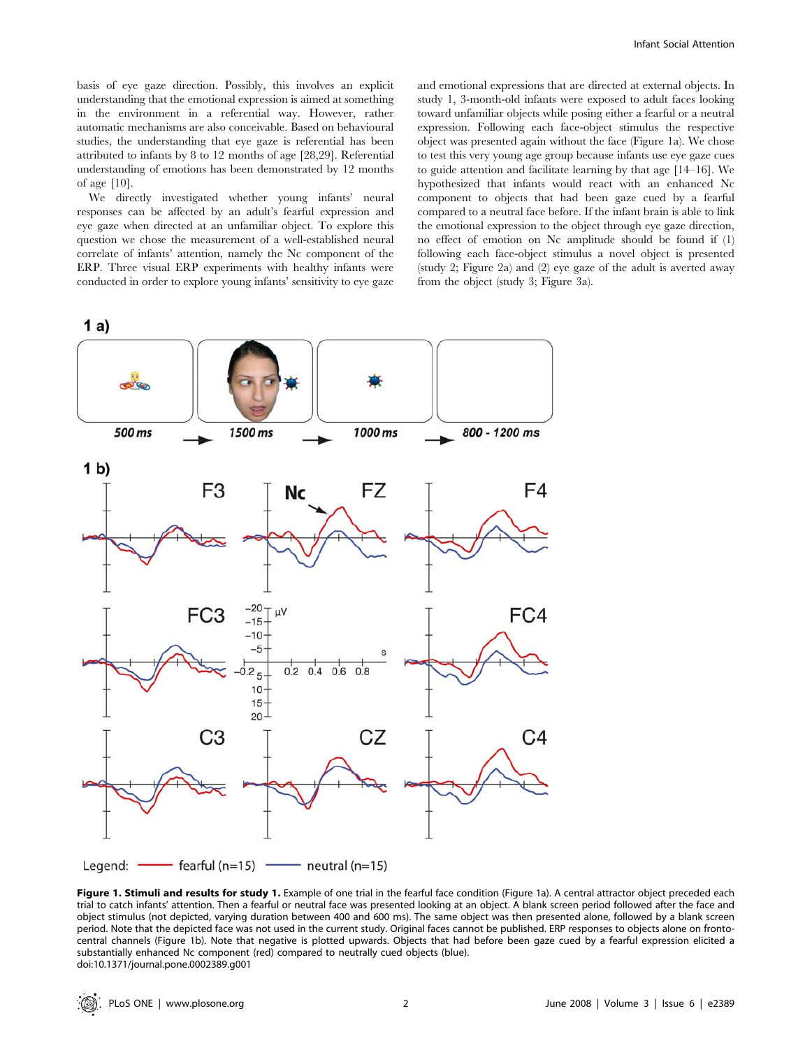basis of eye gaze direction. Possibly, this involves an explicit understanding that the emotional expression is aimed at something in the environment in a referential way. However, rather automatic mechanisms are also conceivable. Based on behavioural studies, the understanding that eye gaze is referential has been attributed to infants by 8 to 12 months of age [28,29]. Referential understanding of emotions has been demonstrated by 12 months of age [10].

We directly investigated whether young infants' neural responses can be affected by an adult's fearful expression and eye gaze when directed at an unfamiliar object. To explore this question we chose the measurement of a well-established neural correlate of infants' attention, namely the Nc component of the ERP. Three visual ERP experiments with healthy infants were conducted in order to explore young infants' sensitivity to eye gaze and emotional expressions that are directed at external objects. In study 1, 3-month-old infants were exposed to adult faces looking toward unfamiliar objects while posing either a fearful or a neutral expression. Following each face-object stimulus the respective object was presented again without the face (Figure 1a). We chose to test this very young age group because infants use eye gaze cues to guide attention and facilitate learning by that age [14–16]. We hypothesized that infants would react with an enhanced Nc component to objects that had been gaze cued by a fearful compared to a neutral face before. If the infant brain is able to link the emotional expression to the object through eye gaze direction, no effect of emotion on Nc amplitude should be found if (1) following each face-object stimulus a novel object is presented (study 2; Figure 2a) and (2) eye gaze of the adult is averted away from the object (study 3; Figure 3a).

**Figure 1. Stimuli and results for study 1.** Example of one trial in the fearful face condition (Figure 1a). A central attractor object preceded each trial to catch infants' attention. Then a fearful or neutral face was presented looking at an object. A blank screen period followed after the face and object stimulus (not depicted, varying duration between 400 and 600 ms). The same object was then presented alone, followed by a blank screen period. Note that the depicted face was not used in the current study. Original faces cannot be published. ERP responses to objects alone on fronto-central channels (Figure 1b). Note that negative is plotted upwards. Objects that had before been gaze cued by a fearful expression elicited a substantially enhanced Nc component (red) compared to neutrally cued objects (blue).
doi:10.1371/journal.pone.0002389.g001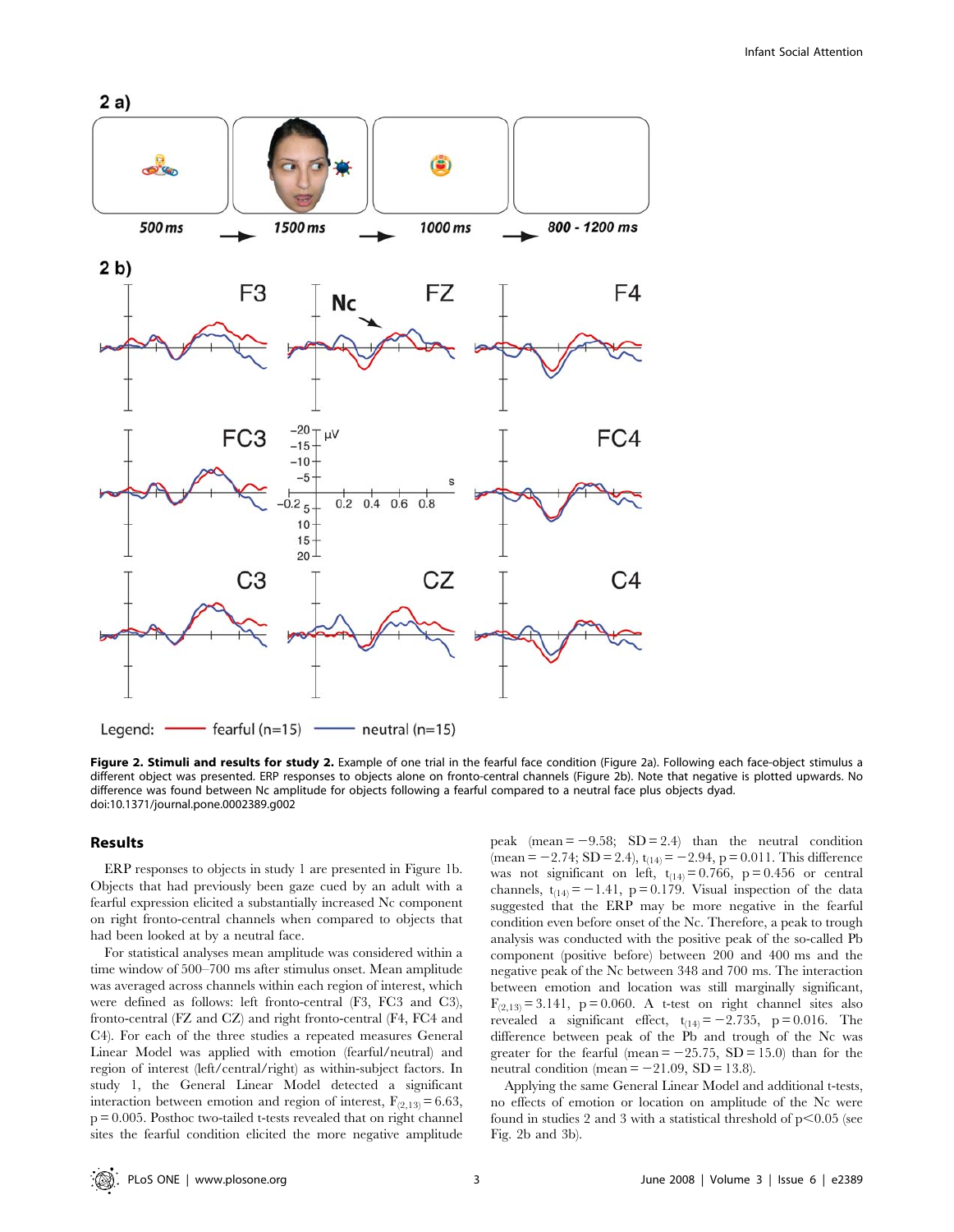**Figure 2. Stimuli and results for study 2.** Example of one trial in the fearful face condition (Figure 2a). Following each face-object stimulus a different object was presented. ERP responses to objects alone on fronto-central channels (Figure 2b). Note that negative is plotted upwards. No difference was found between Nc amplitude for objects following a fearful compared to a neutral face plus objects dyad.
doi:10.1371/journal.pone.0002389.g002

## Results

ERP responses to objects in study 1 are presented in Figure 1b. Objects that had previously been gaze cued by an adult with a fearful expression elicited a substantially increased Nc component on right fronto-central channels when compared to objects that had been looked at by a neutral face.

For statistical analyses mean amplitude was considered within a time window of 500–700 ms after stimulus onset. Mean amplitude was averaged across channels within each region of interest, which were defined as follows: left fronto-central (F3, FC3 and C3), fronto-central (FZ and CZ) and right fronto-central (F4, FC4 and C4). For each of the three studies a repeated measures General Linear Model was applied with emotion (fearful/neutral) and region of interest (left/central/right) as within-subject factors. In study 1, the General Linear Model detected a significant interaction between emotion and region of interest, $F_{(2,13)} = 6.63$, $p = 0.005$. Posthoc two-tailed t-tests revealed that on right channel sites the fearful condition elicited the more negative amplitude peak (mean = −9.58; SD = 2.4) than the neutral condition (mean = −2.74; SD = 2.4), $t_{(14)} = -2.94$, $p = 0.011$. This difference was not significant on left, $t_{(14)} = 0.766$, $p = 0.456$ or central channels, $t_{(14)} = -1.41$, $p = 0.179$. Visual inspection of the data suggested that the ERP may be more negative in the fearful condition even before onset of the Nc. Therefore, a peak to trough analysis was conducted with the positive peak of the so-called Pb component (positive before) between 200 and 400 ms and the negative peak of the Nc between 348 and 700 ms. The interaction between emotion and location was still marginally significant, $F_{(2,13)} = 3.141$, $p = 0.060$. A t-test on right channel sites also revealed a significant effect, $t_{(14)} = -2.735$, $p = 0.016$. The difference between peak of the Pb and trough of the Nc was greater for the fearful (mean = −25.75, SD = 15.0) than for the neutral condition (mean = −21.09, SD = 13.8).

Applying the same General Linear Model and additional t-tests, no effects of emotion or location on amplitude of the Nc were found in studies 2 and 3 with a statistical threshold of $p < 0.05$ (see Fig. 2b and 3b).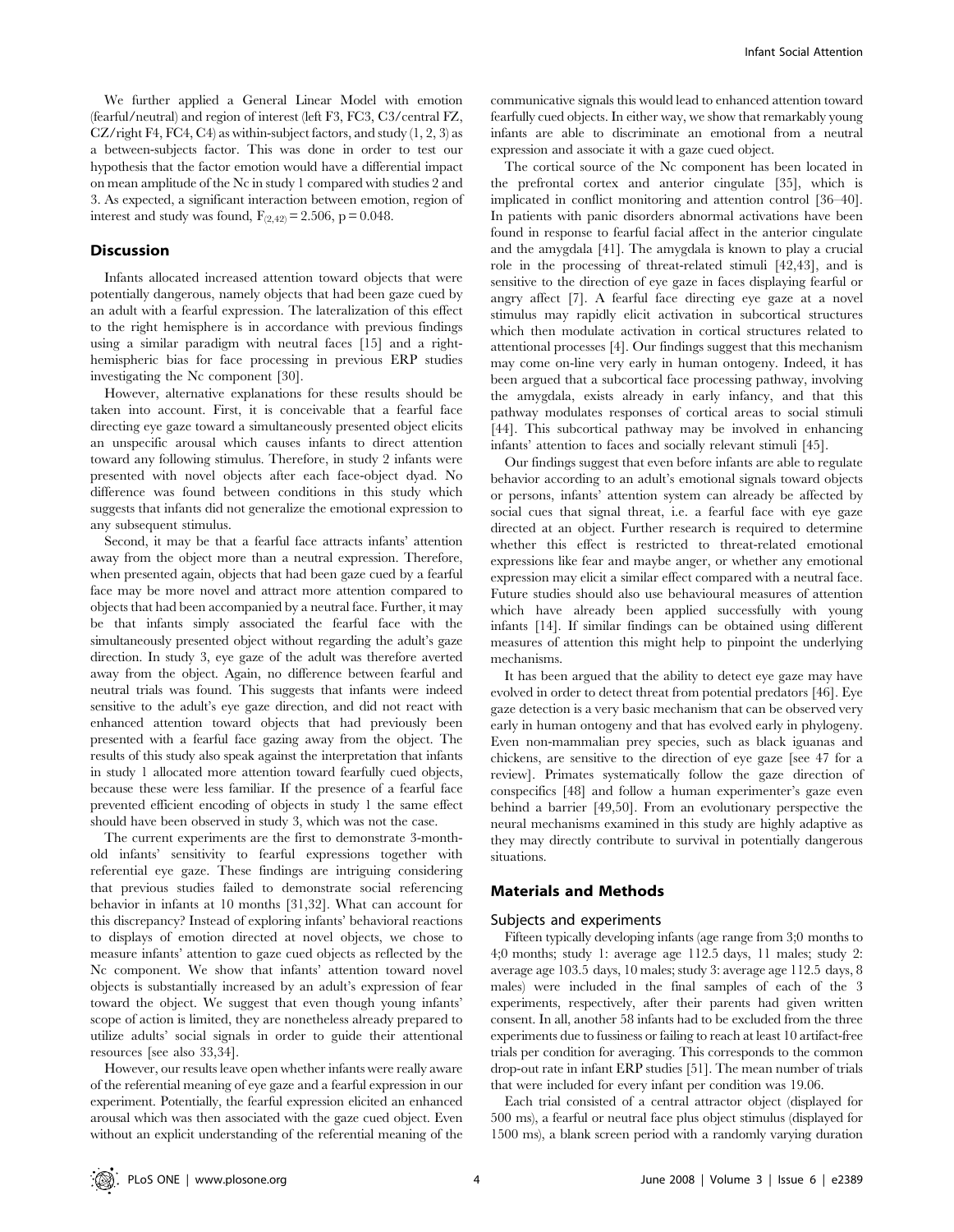We further applied a General Linear Model with emotion (fearful/neutral) and region of interest (left F3, FC3, C3/central FZ, CZ/right F4, FC4, C4) as within-subject factors, and study (1, 2, 3) as a between-subjects factor. This was done in order to test our hypothesis that the factor emotion would have a differential impact on mean amplitude of the Nc in study 1 compared with studies 2 and 3. As expected, a significant interaction between emotion, region of interest and study was found, $F_{(2,42)} = 2.506$, $p = 0.048$.

## Discussion

Infants allocated increased attention toward objects that were potentially dangerous, namely objects that had been gaze cued by an adult with a fearful expression. The lateralization of this effect to the right hemisphere is in accordance with previous findings using a similar paradigm with neutral faces [15] and a right-hemispheric bias for face processing in previous ERP studies investigating the Nc component [30].

However, alternative explanations for these results should be taken into account. First, it is conceivable that a fearful face directing eye gaze toward a simultaneously presented object elicits an unspecific arousal which causes infants to direct attention toward any following stimulus. Therefore, in study 2 infants were presented with novel objects after each face-object dyad. No difference was found between conditions in this study which suggests that infants did not generalize the emotional expression to any subsequent stimulus.

Second, it may be that a fearful face attracts infants' attention away from the object more than a neutral expression. Therefore, when presented again, objects that had been gaze cued by a fearful face may be more novel and attract more attention compared to objects that had been accompanied by a neutral face. Further, it may be that infants simply associated the fearful face with the simultaneously presented object without regarding the adult's gaze direction. In study 3, eye gaze of the adult was therefore averted away from the object. Again, no difference between fearful and neutral trials was found. This suggests that infants were indeed sensitive to the adult's eye gaze direction, and did not react with enhanced attention toward objects that had previously been presented with a fearful face gazing away from the object. The results of this study also speak against the interpretation that infants in study 1 allocated more attention toward fearfully cued objects, because these were less familiar. If the presence of a fearful face prevented efficient encoding of objects in study 1 the same effect should have been observed in study 3, which was not the case.

The current experiments are the first to demonstrate 3-month-old infants' sensitivity to fearful expressions together with referential eye gaze. These findings are intriguing considering that previous studies failed to demonstrate social referencing behavior in infants at 10 months [31,32]. What can account for this discrepancy? Instead of exploring infants' behavioral reactions to displays of emotion directed at novel objects, we chose to measure infants' attention to gaze cued objects as reflected by the Nc component. We show that infants' attention toward novel objects is substantially increased by an adult's expression of fear toward the object. We suggest that even though young infants' scope of action is limited, they are nonetheless already prepared to utilize adults' social signals in order to guide their attentional resources [see also 33,34].

However, our results leave open whether infants were really aware of the referential meaning of eye gaze and a fearful expression in our experiment. Potentially, the fearful expression elicited an enhanced arousal which was then associated with the gaze cued object. Even without an explicit understanding of the referential meaning of the communicative signals this would lead to enhanced attention toward fearfully cued objects. In either way, we show that remarkably young infants are able to discriminate an emotional from a neutral expression and associate it with a gaze cued object.

The cortical source of the Nc component has been located in the prefrontal cortex and anterior cingulate [35], which is implicated in conflict monitoring and attention control [36–40]. In patients with panic disorders abnormal activations have been found in response to fearful facial affect in the anterior cingulate and the amygdala [41]. The amygdala is known to play a crucial role in the processing of threat-related stimuli [42,43], and is sensitive to the direction of eye gaze in faces displaying fearful or angry affect [7]. A fearful face directing eye gaze at a novel stimulus may rapidly elicit activation in subcortical structures which then modulate activation in cortical structures related to attentional processes [4]. Our findings suggest that this mechanism may come on-line very early in human ontogeny. Indeed, it has been argued that a subcortical face processing pathway, involving the amygdala, exists already in early infancy, and that this pathway modulates responses of cortical areas to social stimuli [44]. This subcortical pathway may be involved in enhancing infants' attention to faces and socially relevant stimuli [45].

Our findings suggest that even before infants are able to regulate behavior according to an adult's emotional signals toward objects or persons, infants' attention system can already be affected by social cues that signal threat, i.e. a fearful face with eye gaze directed at an object. Further research is required to determine whether this effect is restricted to threat-related emotional expressions like fear and maybe anger, or whether any emotional expression may elicit a similar effect compared with a neutral face. Future studies should also use behavioural measures of attention which have already been applied successfully with young infants [14]. If similar findings can be obtained using different measures of attention this might help to pinpoint the underlying mechanisms.

It has been argued that the ability to detect eye gaze may have evolved in order to detect threat from potential predators [46]. Eye gaze detection is a very basic mechanism that can be observed very early in human ontogeny and that has evolved early in phylogeny. Even non-mammalian prey species, such as black iguanas and chickens, are sensitive to the direction of eye gaze [see 47 for a review]. Primates systematically follow the gaze direction of conspecifics [48] and follow a human experimenter's gaze even behind a barrier [49,50]. From an evolutionary perspective the neural mechanisms examined in this study are highly adaptive as they may directly contribute to survival in potentially dangerous situations.

## Materials and Methods

### Subjects and experiments

Fifteen typically developing infants (age range from 3;0 months to 4;0 months; study 1: average age 112.5 days, 11 males; study 2: average age 103.5 days, 10 males; study 3: average age 112.5 days, 8 males) were included in the final samples of each of the 3 experiments, respectively, after their parents had given written consent. In all, another 58 infants had to be excluded from the three experiments due to fussiness or failing to reach at least 10 artifact-free trials per condition for averaging. This corresponds to the common drop-out rate in infant ERP studies [51]. The mean number of trials that were included for every infant per condition was 19.06.

Each trial consisted of a central attractor object (displayed for 500 ms), a fearful or neutral face plus object stimulus (displayed for 1500 ms), a blank screen period with a randomly varying duration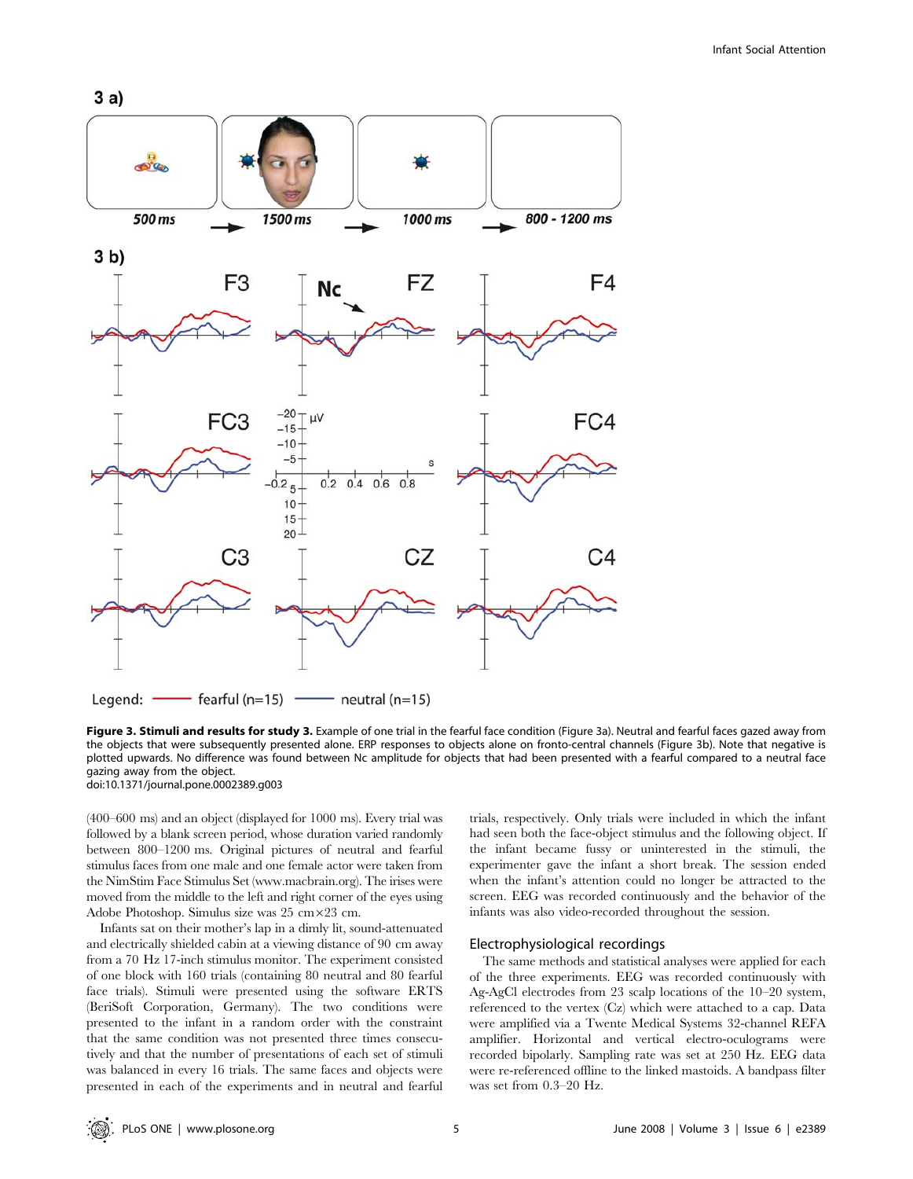**Figure 3. Stimuli and results for study 3.** Example of one trial in the fearful face condition (Figure 3a). Neutral and fearful faces gazed away from the objects that were subsequently presented alone. ERP responses to objects alone on fronto-central channels (Figure 3b). Note that negative is plotted upwards. No difference was found between Nc amplitude for objects that had been presented with a fearful compared to a neutral face gazing away from the object.
doi:10.1371/journal.pone.0002389.g003

(400–600 ms) and an object (displayed for 1000 ms). Every trial was followed by a blank screen period, whose duration varied randomly between 800–1200 ms. Original pictures of neutral and fearful stimulus faces from one male and one female actor were taken from the NimStim Face Stimulus Set (www.macbrain.org). The irises were moved from the middle to the left and right corner of the eyes using Adobe Photoshop. Simulus size was 25 cm×23 cm.

Infants sat on their mother's lap in a dimly lit, sound-attenuated and electrically shielded cabin at a viewing distance of 90 cm away from a 70 Hz 17-inch stimulus monitor. The experiment consisted of one block with 160 trials (containing 80 neutral and 80 fearful face trials). Stimuli were presented using the software ERTS (BeriSoft Corporation, Germany). The two conditions were presented to the infant in a random order with the constraint that the same condition was not presented three times consecutively and that the number of presentations of each set of stimuli was balanced in every 16 trials. The same faces and objects were presented in each of the experiments and in neutral and fearful trials, respectively. Only trials were included in which the infant had seen both the face-object stimulus and the following object. If the infant became fussy or uninterested in the stimuli, the experimenter gave the infant a short break. The session ended when the infant's attention could no longer be attracted to the screen. EEG was recorded continuously and the behavior of the infants was also video-recorded throughout the session.

## Electrophysiological recordings

The same methods and statistical analyses were applied for each of the three experiments. EEG was recorded continuously with Ag-AgCl electrodes from 23 scalp locations of the 10–20 system, referenced to the vertex (Cz) which were attached to a cap. Data were amplified via a Twente Medical Systems 32-channel REFA amplifier. Horizontal and vertical electro-oculograms were recorded bipolarly. Sampling rate was set at 250 Hz. EEG data were re-referenced offline to the linked mastoids. A bandpass filter was set from 0.3–20 Hz.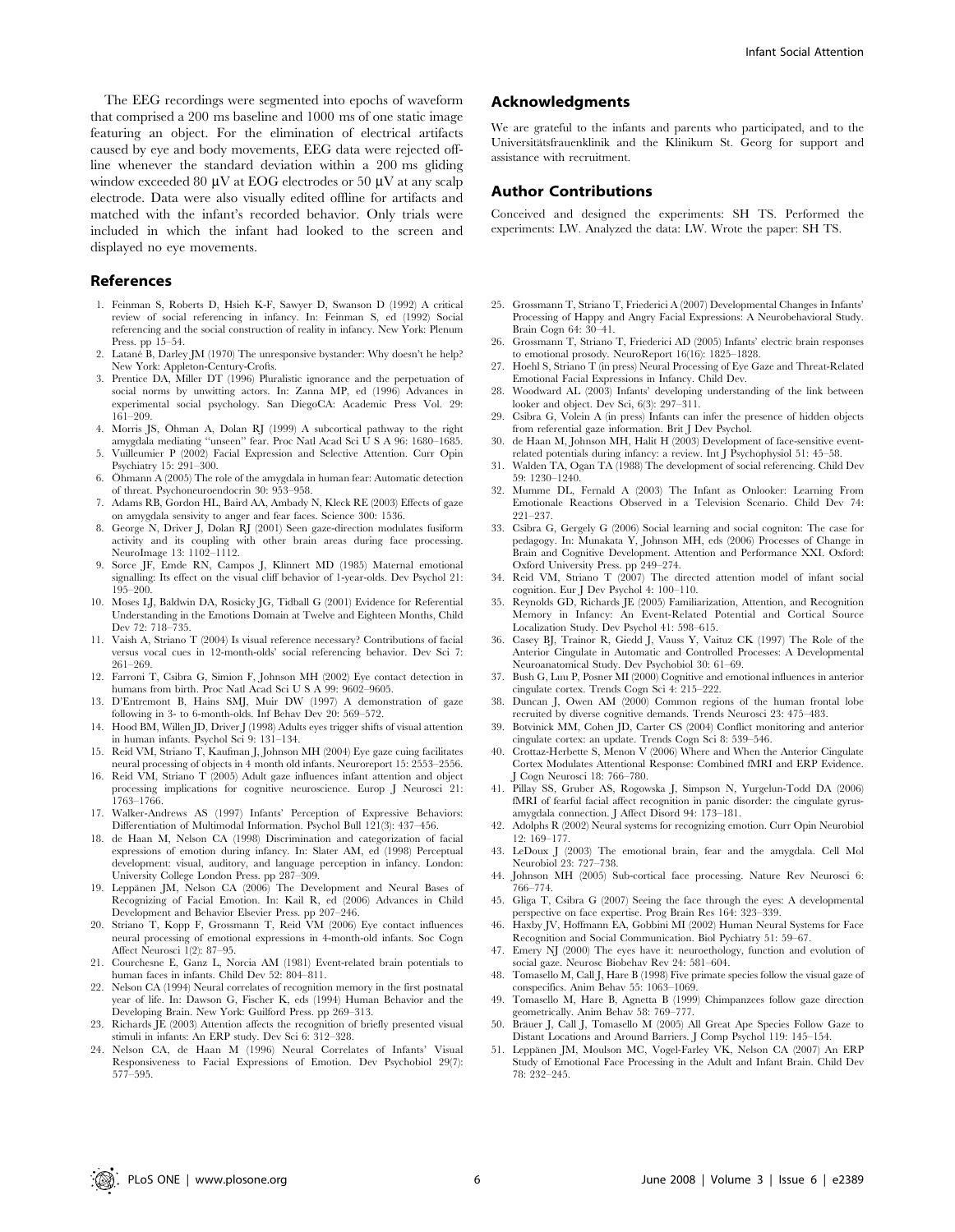The EEG recordings were segmented into epochs of waveform that comprised a 200 ms baseline and 1000 ms of one static image featuring an object. For the elimination of electrical artifacts caused by eye and body movements, EEG data were rejected offline whenever the standard deviation within a 200 ms gliding window exceeded 80 μV at EOG electrodes or 50 μV at any scalp electrode. Data were also visually edited offline for artifacts and matched with the infant's recorded behavior. Only trials were included in which the infant had looked to the screen and displayed no eye movements.

## Acknowledgments

We are grateful to the infants and parents who participated, and to the Universitätsfrauenklinik and the Klinikum St. Georg for support and assistance with recruitment.

## Author Contributions

Conceived and designed the experiments: SH TS. Performed the experiments: LW. Analyzed the data: LW. Wrote the paper: SH TS.

## References

1. Feinman S, Roberts D, Hsieh K-F, Sawyer D, Swanson D (1992) A critical review of social referencing in infancy. In: Feinman S, ed (1992) Social referencing and the social construction of reality in infancy. New York: Plenum Press. pp 15–54.
2. Latané B, Darley JM (1970) The unresponsive bystander: Why doesn't he help? New York: Appleton-Century-Crofts.
3. Prentice DA, Miller DT (1996) Pluralistic ignorance and the perpetuation of social norms by unwitting actors. In: Zanna MP, ed (1996) Advances in experimental social psychology. San DiegoCA: Academic Press Vol. 29: 161–209.
4. Morris JS, Öhman A, Dolan RJ (1999) A subcortical pathway to the right amygdala mediating "unseen" fear. Proc Natl Acad Sci U S A 96: 1680–1685.
5. Vuilleumier P (2002) Facial Expression and Selective Attention. Curr Opin Psychiatry 15: 291–300.
6. Öhmann A (2005) The role of the amygdala in human fear: Automatic detection of threat. Psychoneuroendocrin 30: 953–958.
7. Adams RB, Gordon HL, Baird AA, Ambady N, Kleck RE (2003) Effects of gaze on amygdala sensitivity to anger and fear faces. Science 300: 1536.
8. George N, Driver J, Dolan RJ (2001) Seen gaze-direction modulates fusiform activity and its coupling with other brain areas during face processing. NeuroImage 13: 1102–1112.
9. Sorce JF, Emde RN, Campos J, Klinnert MD (1985) Maternal emotional signalling: Its effect on the visual cliff behavior of 1-year-olds. Dev Psychol 21: 195–200.
10. Moses LJ, Baldwin DA, Rosicky JG, Tidball G (2001) Evidence for Referential Understanding in the Emotions Domain at Twelve and Eighteen Months, Child Dev 72: 718–735.
11. Vaish A, Striano T (2004) Is visual reference necessary? Contributions of facial versus vocal cues in 12-month-olds' social referencing behavior. Dev Sci 7: 261–269.
12. Farroni T, Csibra G, Simion F, Johnson MH (2002) Eye contact detection in humans from birth. Proc Natl Acad Sci U S A 99: 9602–9605.
13. D'Entremont B, Hains SMJ, Muir DW (1997) A demonstration of gaze following in 3- to 6-month-olds. Inf Behav Dev 20: 569–572.
14. Hood BM, Willen JD, Driver J (1998) Adults eyes trigger shifts of visual attention in human infants. Psychol Sci 9: 131–134.
15. Reid VM, Striano T, Kaufman J, Johnson MH (2004) Eye gaze cuing facilitates neural processing of objects in 4 month old infants. Neuroreport 15: 2553–2556.
16. Reid VM, Striano T (2005) Adult gaze influences infant attention and object processing implications for cognitive neuroscience. Europ J Neurosci 21: 1763–1766.
17. Walker-Andrews AS (1997) Infants' Perception of Expressive Behaviors: Differentiation of Multimodal Information. Psychol Bull 121(3): 437–456.
18. de Haan M, Nelson CA (1998) Discrimination and categorization of facial expressions of emotion during infancy. In: Slater AM, ed (1998) Perceptual development: visual, auditory, and language perception in infancy. London: University College London Press. pp 287–309.
19. Leppänen JM, Nelson CA (2006) The Development and Neural Bases of Recognizing of Facial Emotion. In: Kail R, ed (2006) Advances in Child Development and Behavior Elsevier Press. pp 207–246.
20. Striano T, Kopp F, Grossmann T, Reid VM (2006) Eye contact influences neural processing of emotional expressions in 4-month-old infants. Soc Cogn Affect Neurosci 1(2): 87–95.
21. Courchesne E, Ganz L, Norcia AM (1981) Event-related brain potentials to human faces in infants. Child Dev 52: 804–811.
22. Nelson CA (1994) Neural correlates of recognition memory in the first postnatal year of life. In: Dawson G, Fischer K, eds (1994) Human Behavior and the Developing Brain. New York: Guilford Press. pp 269–313.
23. Richards JE (2003) Attention affects the recognition of briefly presented visual stimuli in infants: An ERP study. Dev Sci 6: 312–328.
24. Nelson CA, de Haan M (1996) Neural Correlates of Infants' Visual Responsiveness to Facial Expressions of Emotion. Dev Psychobiol 29(7): 577–595.
25. Grossmann T, Striano T, Friederici A (2007) Developmental Changes in Infants' Processing of Happy and Angry Facial Expressions: A Neurobehavioral Study. Brain Cogn 64: 30–41.
26. Grossmann T, Striano T, Friederici AD (2005) Infants' electric brain responses to emotional prosody. NeuroReport 16(16): 1825–1828.
27. Hoehl S, Striano T (in press) Neural Processing of Eye Gaze and Threat-Related Emotional Facial Expressions in Infancy. Child Dev.
28. Woodward AL (2003) Infants' developing understanding of the link between looker and object. Dev Sci, 6(3): 297–311.
29. Csibra G, Volein A (in press) Infants can infer the presence of hidden objects from referential gaze information. Brit J Dev Psychol.
30. de Haan M, Johnson MH, Halit H (2003) Development of face-sensitive event-related potentials during infancy: a review. Int J Psychophysiol 51: 45–58.
31. Walden TA, Ogan TA (1988) The development of social referencing. Child Dev 59: 1230–1240.
32. Mumme DL, Fernald A (2003) The Infant as Onlooker: Learning From Emotionale Reactions Observed in a Television Scenario. Child Dev 74: 221–237.
33. Csibra G, Gergely G (2006) Social learning and social cogniton: The case for pedagogy. In: Munakata Y, Johnson MH, eds (2006) Processes of Change in Brain and Cognitive Development. Attention and Performance XXI. Oxford: Oxford University Press. pp 249–274.
34. Reid VM, Striano T (2007) The directed attention model of infant social cognition. Eur J Dev Psychol 4: 100–110.
35. Reynolds GD, Richards JE (2005) Familiarization, Attention, and Recognition Memory in Infancy: An Event-Related Potential and Cortical Source Localization Study. Dev Psychol 41: 598–615.
36. Casey BJ, Trainor R, Giedd J, Vauss Y, Vaituz CK (1997) The Role of the Anterior Cingulate in Automatic and Controlled Processes: A Developmental Neuroanatomical Study. Dev Psychobiol 30: 61–69.
37. Bush G, Luu P, Posner MI (2000) Cognitive and emotional influences in anterior cingulate cortex. Trends Cogn Sci 4: 215–222.
38. Duncan J, Owen AM (2000) Common regions of the human frontal lobe recruited by diverse cognitive demands. Trends Neurosci 23: 475–483.
39. Botvinick MM, Cohen JD, Carter CS (2004) Conflict monitoring and anterior cingulate cortex: an update. Trends Cogn Sci 8: 539–546.
40. Crottaz-Herbette S, Menon V (2006) Where and When the Anterior Cingulate Cortex Modulates Attentional Response: Combined fMRI and ERP Evidence. J Cogn Neurosci 18: 766–780.
41. Pillay SS, Gruber AS, Rogowska J, Simpson N, Yurgelun-Todd DA (2006) fMRI of fearful facial affect recognition in panic disorder: the cingulate gyrus-amygdala connection. J Affect Disord 94: 173–181.
42. Adolphs R (2002) Neural systems for recognizing emotion. Curr Opin Neurobiol 12: 169–177.
43. LeDoux J (2003) The emotional brain, fear and the amygdala. Cell Mol Neurobiol 23: 727–738.
44. Johnson MH (2005) Sub-cortical face processing. Nature Rev Neurosci 6: 766–774.
45. Gliga T, Csibra G (2007) Seeing the face through the eyes: A developmental perspective on face expertise. Prog Brain Res 164: 323–339.
46. Haxby JV, Hoffmann EA, Gobbini MI (2002) Human Neural Systems for Face Recognition and Social Communication. Biol Psychiatry 51: 59–67.
47. Emery NJ (2000) The eyes have it: neuroethology, function and evolution of social gaze. Neurosc Biobehav Rev 24: 581–604.
48. Tomasello M, Call J, Hare B (1998) Five primate species follow the visual gaze of conspecifics. Anim Behav 55: 1063–1069.
49. Tomasello M, Hare B, Agnetta B (1999) Chimpanzees follow gaze direction geometrically. Anim Behav 58: 769–777.
50. Bräuer J, Call J, Tomasello M (2005) All Great Ape Species Follow Gaze to Distant Locations and Around Barriers. J Comp Psychol 119: 145–154.
51. Leppänen JM, Moulson MC, Vogel-Farley VK, Nelson CA (2007) An ERP Study of Emotional Face Processing in the Adult and Infant Brain. Child Dev 78: 232–245.